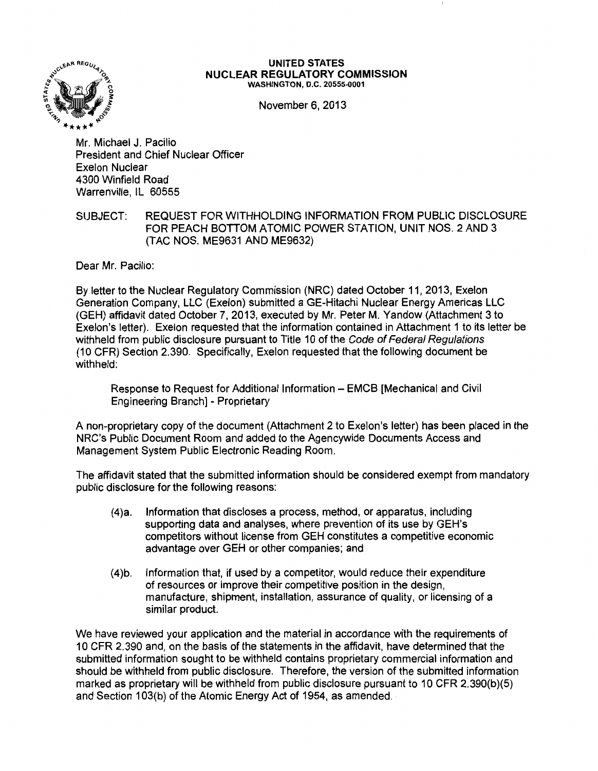**UNITED STATES**
**NUCLEAR REGULATORY COMMISSION**
WASHINGTON, D.C. 20555-0001

November 6, 2013

Mr. Michael J. Pacilio
President and Chief Nuclear Officer
Exelon Nuclear
4300 Winfield Road
Warrenville, IL 60555

SUBJECT: REQUEST FOR WITHHOLDING INFORMATION FROM PUBLIC DISCLOSURE FOR PEACH BOTTOM ATOMIC POWER STATION, UNIT NOS. 2 AND 3 (TAC NOS. ME9631 AND ME9632)

Dear Mr. Pacilio:

By letter to the Nuclear Regulatory Commission (NRC) dated October 11, 2013, Exelon Generation Company, LLC (Exelon) submitted a GE-Hitachi Nuclear Energy Americas LLC (GEH) affidavit dated October 7, 2013, executed by Mr. Peter M. Yandow (Attachment 3 to Exelon's letter). Exelon requested that the information contained in Attachment 1 to its letter be withheld from public disclosure pursuant to Title 10 of the *Code of Federal Regulations* (10 CFR) Section 2.390. Specifically, Exelon requested that the following document be withheld:

> Response to Request for Additional Information – EMCB [Mechanical and Civil Engineering Branch] - Proprietary

A non-proprietary copy of the document (Attachment 2 to Exelon's letter) has been placed in the NRC's Public Document Room and added to the Agencywide Documents Access and Management System Public Electronic Reading Room.

The affidavit stated that the submitted information should be considered exempt from mandatory public disclosure for the following reasons:

- (4)a. Information that discloses a process, method, or apparatus, including supporting data and analyses, where prevention of its use by GEH's competitors without license from GEH constitutes a competitive economic advantage over GEH or other companies; and
- (4)b. Information that, if used by a competitor, would reduce their expenditure of resources or improve their competitive position in the design, manufacture, shipment, installation, assurance of quality, or licensing of a similar product.

We have reviewed your application and the material in accordance with the requirements of 10 CFR 2.390 and, on the basis of the statements in the affidavit, have determined that the submitted information sought to be withheld contains proprietary commercial information and should be withheld from public disclosure. Therefore, the version of the submitted information marked as proprietary will be withheld from public disclosure pursuant to 10 CFR 2.390(b)(5) and Section 103(b) of the Atomic Energy Act of 1954, as amended.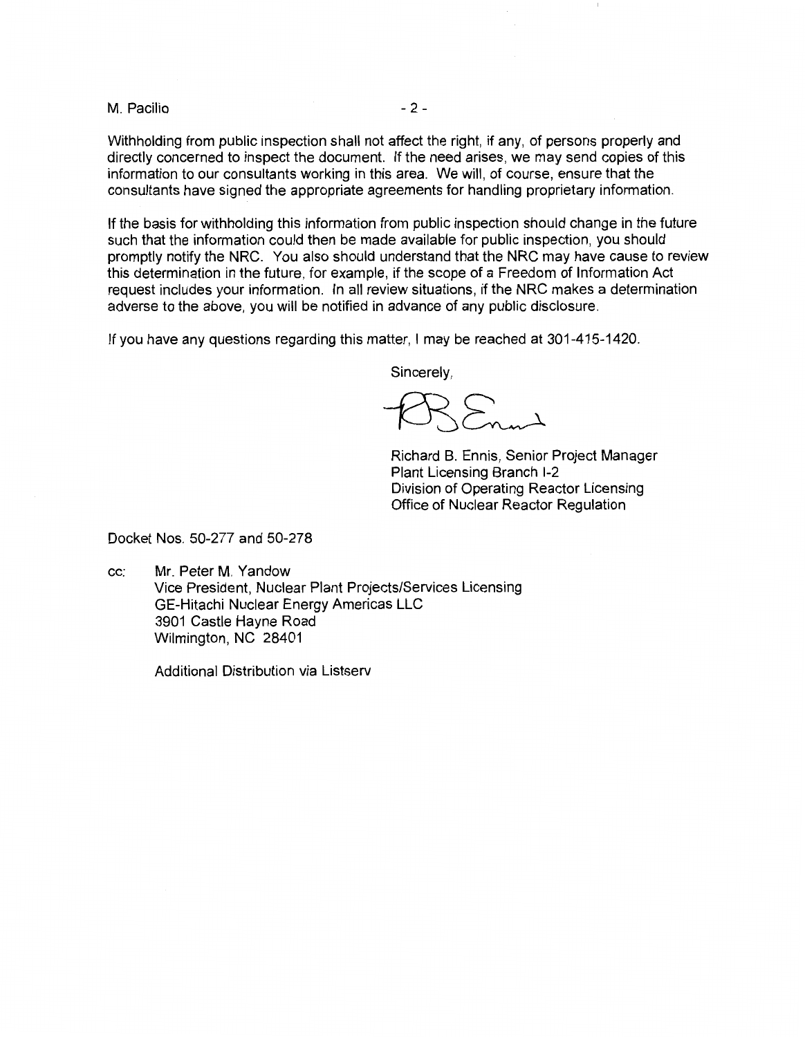Withholding from public inspection shall not affect the right, if any, of persons properly and directly concerned to inspect the document. If the need arises, we may send copies of this information to our consultants working in this area. We will, of course, ensure that the consultants have signed the appropriate agreements for handling proprietary information.

If the basis for withholding this information from public inspection should change in the future such that the information could then be made available for public inspection, you should promptly notify the NRC. You also should understand that the NRC may have cause to review this determination in the future, for example, if the scope of a Freedom of Information Act request includes your information. In all review situations, if the NRC makes a determination adverse to the above, you will be notified in advance of any public disclosure.

If you have any questions regarding this matter, I may be reached at 301-415-1420.

Sincerely,

Richard B. Ennis, Senior Project Manager
Plant Licensing Branch I-2
Division of Operating Reactor Licensing
Office of Nuclear Reactor Regulation

Docket Nos. 50-277 and 50-278

cc: Mr. Peter M. Yandow
Vice President, Nuclear Plant Projects/Services Licensing
GE-Hitachi Nuclear Energy Americas LLC
3901 Castle Hayne Road
Wilmington, NC 28401

Additional Distribution via Listserv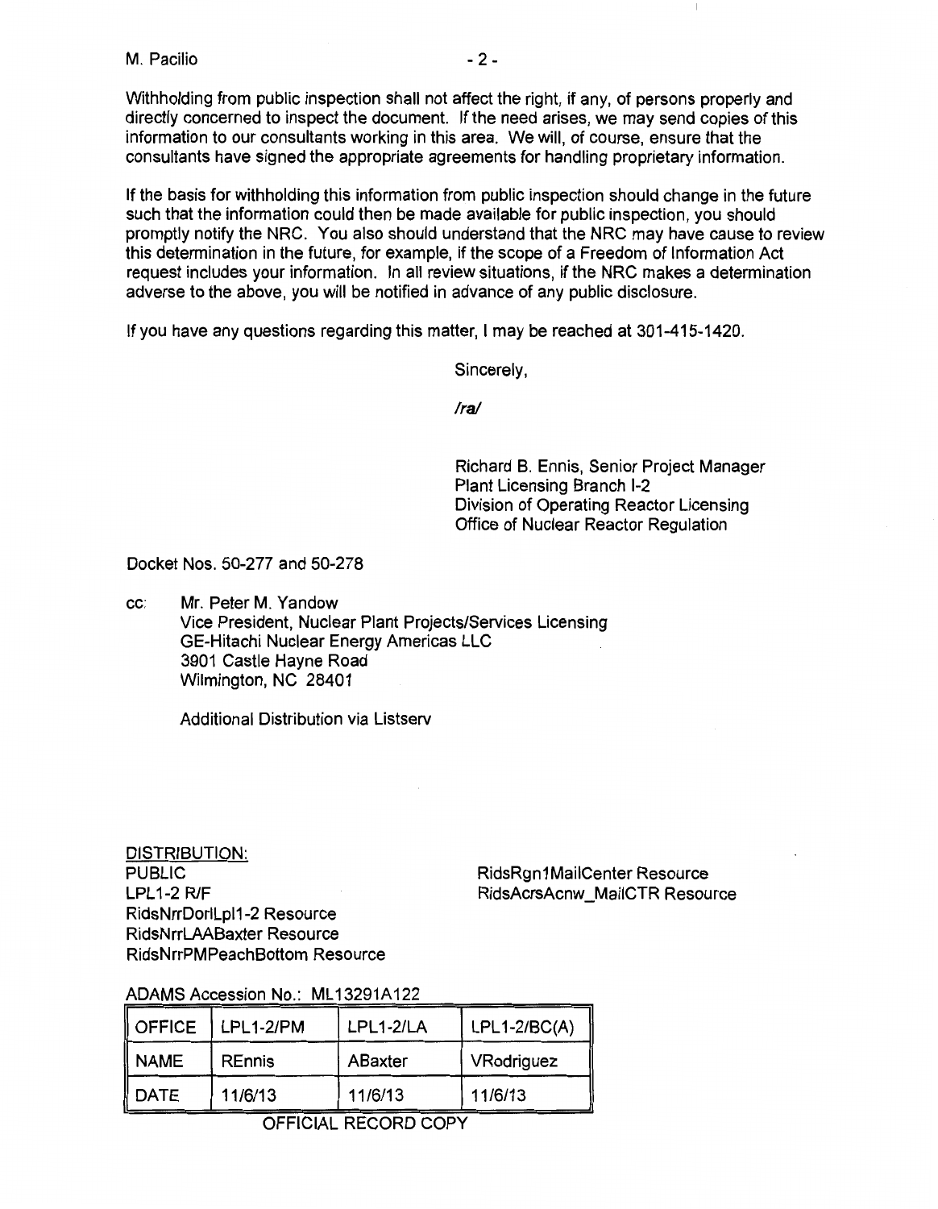Withholding from public inspection shall not affect the right, if any, of persons properly and directly concerned to inspect the document. If the need arises, we may send copies of this information to our consultants working in this area. We will, of course, ensure that the consultants have signed the appropriate agreements for handling proprietary information.

If the basis for withholding this information from public inspection should change in the future such that the information could then be made available for public inspection, you should promptly notify the NRC. You also should understand that the NRC may have cause to review this determination in the future, for example, if the scope of a Freedom of Information Act request includes your information. In all review situations, if the NRC makes a determination adverse to the above, you will be notified in advance of any public disclosure.

If you have any questions regarding this matter, I may be reached at 301-415-1420.

Sincerely,

*/ra/*

Richard B. Ennis, Senior Project Manager
Plant Licensing Branch I-2
Division of Operating Reactor Licensing
Office of Nuclear Reactor Regulation

Docket Nos. 50-277 and 50-278

cc: Mr. Peter M. Yandow
Vice President, Nuclear Plant Projects/Services Licensing
GE-Hitachi Nuclear Energy Americas LLC
3901 Castle Hayne Road
Wilmington, NC 28401

Additional Distribution via Listserv

DISTRIBUTION:
PUBLIC
LPL1-2 R/F
RidsNrrDorlLpl1-2 Resource
RidsNrrLAABaxter Resource
RidsNrrPMPeachBottom Resource
RidsRgn1MailCenter Resource
RidsAcrsAcnw_MailCTR Resource

ADAMS Accession No.: ML13291A122

| OFFICE | LPL1-2/PM | LPL1-2/LA | LPL1-2/BC(A) |
|---|---|---|---|
| NAME | REnnis | ABaxter | VRodriguez |
| DATE | 11/6/13 | 11/6/13 | 11/6/13 |

OFFICIAL RECORD COPY